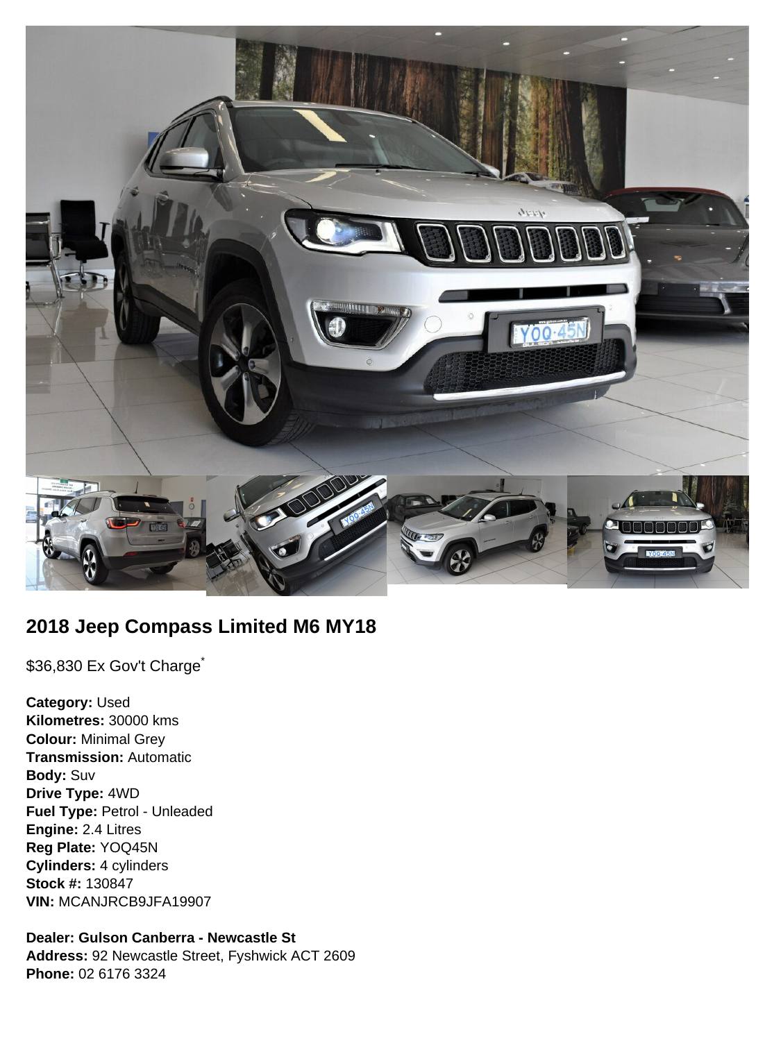## 2018 Jeep Compass Limited M6 MY18

$36,830 Ex Gov't Charge*

**Category:** Used
**Kilometres:** 30000 kms
**Colour:** Minimal Grey
**Transmission:** Automatic
**Body:** Suv
**Drive Type:** 4WD
**Fuel Type:** Petrol - Unleaded
**Engine:** 2.4 Litres
**Reg Plate:** YOQ45N
**Cylinders:** 4 cylinders
**Stock #:** 130847
**VIN:** MCANJRCB9JFA19907

**Dealer: Gulson Canberra - Newcastle St**
**Address:** 92 Newcastle Street, Fyshwick ACT 2609
**Phone:** 02 6176 3324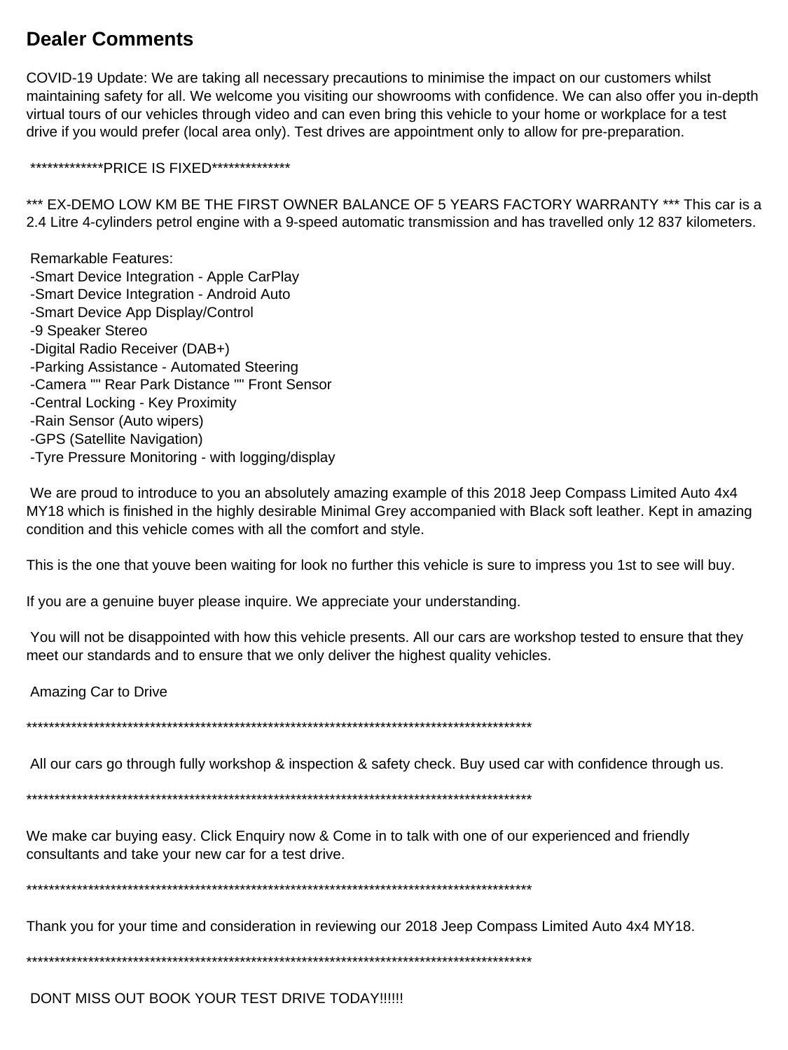## Dealer Comments

COVID-19 Update: We are taking all necessary precautions to minimise the impact on our customers whilst maintaining safety for all. We welcome you visiting our showrooms with confidence. We can also offer you in-depth virtual tours of our vehicles through video and can even bring this vehicle to your home or workplace for a test drive if you would prefer (local area only). Test drives are appointment only to allow for pre-preparation.

*************PRICE IS FIXED**************

*** EX-DEMO LOW KM BE THE FIRST OWNER BALANCE OF 5 YEARS FACTORY WARRANTY *** This car is a 2.4 Litre 4-cylinders petrol engine with a 9-speed automatic transmission and has travelled only 12 837 kilometers.

Remarkable Features:
-Smart Device Integration - Apple CarPlay
-Smart Device Integration - Android Auto
-Smart Device App Display/Control
-9 Speaker Stereo
-Digital Radio Receiver (DAB+)
-Parking Assistance - Automated Steering
-Camera "" Rear Park Distance "" Front Sensor
-Central Locking - Key Proximity
-Rain Sensor (Auto wipers)
-GPS (Satellite Navigation)
-Tyre Pressure Monitoring - with logging/display

We are proud to introduce to you an absolutely amazing example of this 2018 Jeep Compass Limited Auto 4x4 MY18 which is finished in the highly desirable Minimal Grey accompanied with Black soft leather. Kept in amazing condition and this vehicle comes with all the comfort and style.

This is the one that youve been waiting for look no further this vehicle is sure to impress you 1st to see will buy.

If you are a genuine buyer please inquire. We appreciate your understanding.

You will not be disappointed with how this vehicle presents. All our cars are workshop tested to ensure that they meet our standards and to ensure that we only deliver the highest quality vehicles.

Amazing Car to Drive

*********************************************************************************************

All our cars go through fully workshop & inspection & safety check. Buy used car with confidence through us.

*********************************************************************************************

We make car buying easy. Click Enquiry now & Come in to talk with one of our experienced and friendly consultants and take your new car for a test drive.

*********************************************************************************************

Thank you for your time and consideration in reviewing our 2018 Jeep Compass Limited Auto 4x4 MY18.

*********************************************************************************************

DONT MISS OUT BOOK YOUR TEST DRIVE TODAY!!!!!!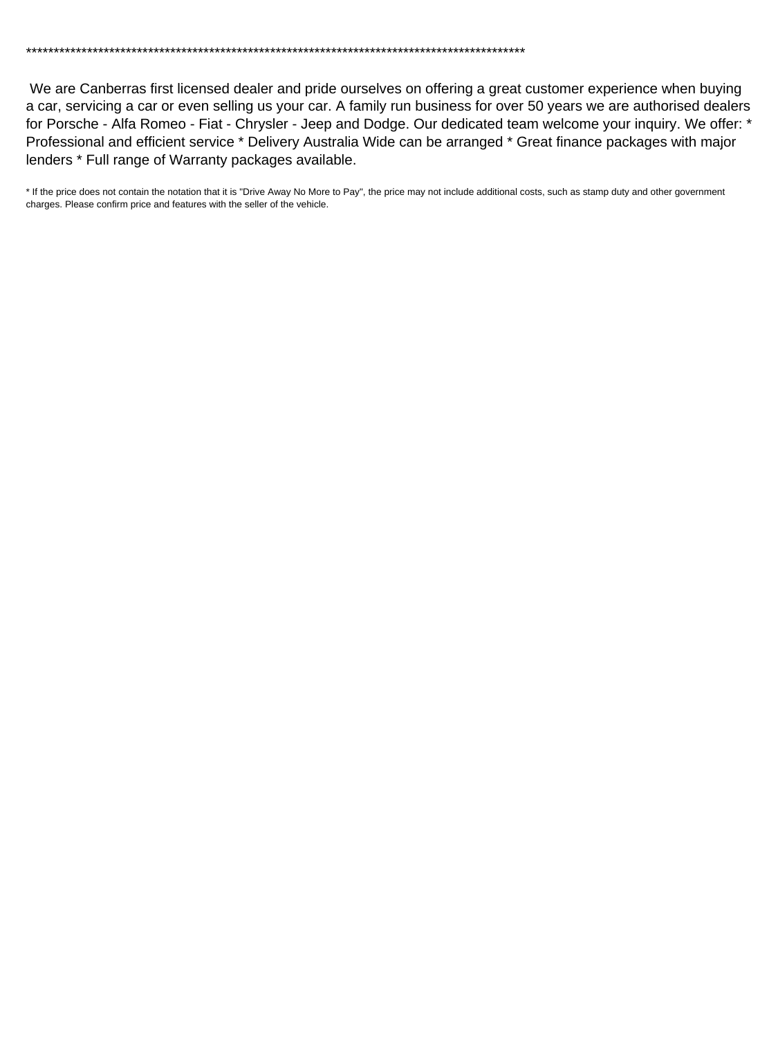*********************************************************************************************

We are Canberras first licensed dealer and pride ourselves on offering a great customer experience when buying a car, servicing a car or even selling us your car. A family run business for over 50 years we are authorised dealers for Porsche - Alfa Romeo - Fiat - Chrysler - Jeep and Dodge. Our dedicated team welcome your inquiry. We offer: * Professional and efficient service * Delivery Australia Wide can be arranged * Great finance packages with major lenders * Full range of Warranty packages available.

* If the price does not contain the notation that it is "Drive Away No More to Pay", the price may not include additional costs, such as stamp duty and other government charges. Please confirm price and features with the seller of the vehicle.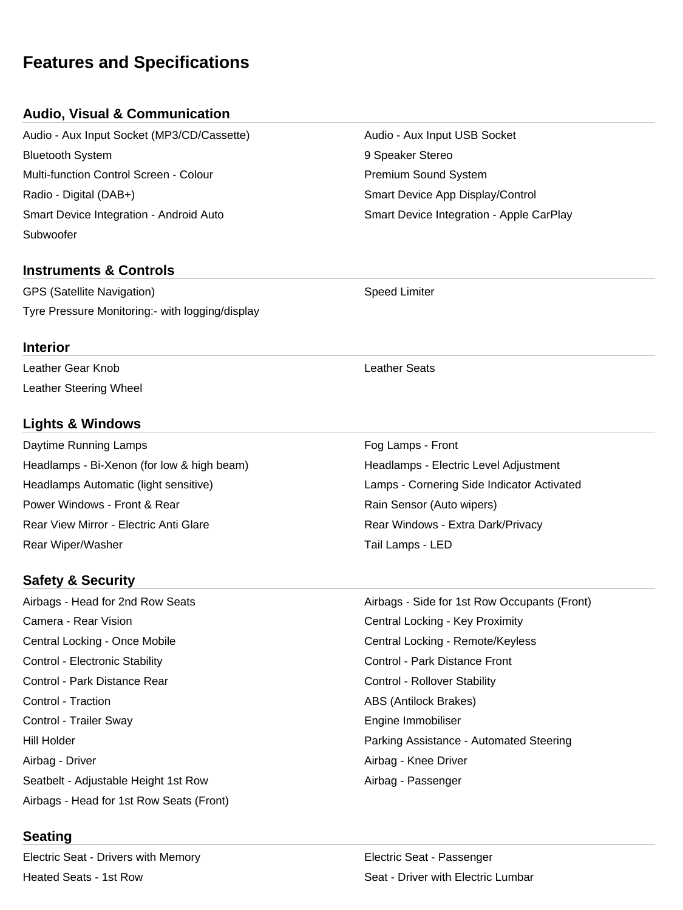# Features and Specifications

## Audio, Visual & Communication

- Audio - Aux Input Socket (MP3/CD/Cassette)
- Audio - Aux Input USB Socket
- Bluetooth System
- 9 Speaker Stereo
- Multi-function Control Screen - Colour
- Premium Sound System
- Radio - Digital (DAB+)
- Smart Device App Display/Control
- Smart Device Integration - Android Auto
- Smart Device Integration - Apple CarPlay
- Subwoofer

## Instruments & Controls

- GPS (Satellite Navigation)
- Speed Limiter
- Tyre Pressure Monitoring:- with logging/display

## Interior

- Leather Gear Knob
- Leather Seats
- Leather Steering Wheel

## Lights & Windows

- Daytime Running Lamps
- Fog Lamps - Front
- Headlamps - Bi-Xenon (for low & high beam)
- Headlamps - Electric Level Adjustment
- Headlamps Automatic (light sensitive)
- Lamps - Cornering Side Indicator Activated
- Power Windows - Front & Rear
- Rain Sensor (Auto wipers)
- Rear View Mirror - Electric Anti Glare
- Rear Windows - Extra Dark/Privacy
- Rear Wiper/Washer
- Tail Lamps - LED

## Safety & Security

- Airbags - Head for 2nd Row Seats
- Airbags - Side for 1st Row Occupants (Front)
- Camera - Rear Vision
- Central Locking - Key Proximity
- Central Locking - Once Mobile
- Central Locking - Remote/Keyless
- Control - Electronic Stability
- Control - Park Distance Front
- Control - Park Distance Rear
- Control - Rollover Stability
- Control - Traction
- ABS (Antilock Brakes)
- Control - Trailer Sway
- Engine Immobiliser
- Hill Holder
- Parking Assistance - Automated Steering
- Airbag - Driver
- Airbag - Knee Driver
- Seatbelt - Adjustable Height 1st Row
- Airbag - Passenger
- Airbags - Head for 1st Row Seats (Front)

## Seating

- Electric Seat - Drivers with Memory
- Electric Seat - Passenger
- Heated Seats - 1st Row
- Seat - Driver with Electric Lumbar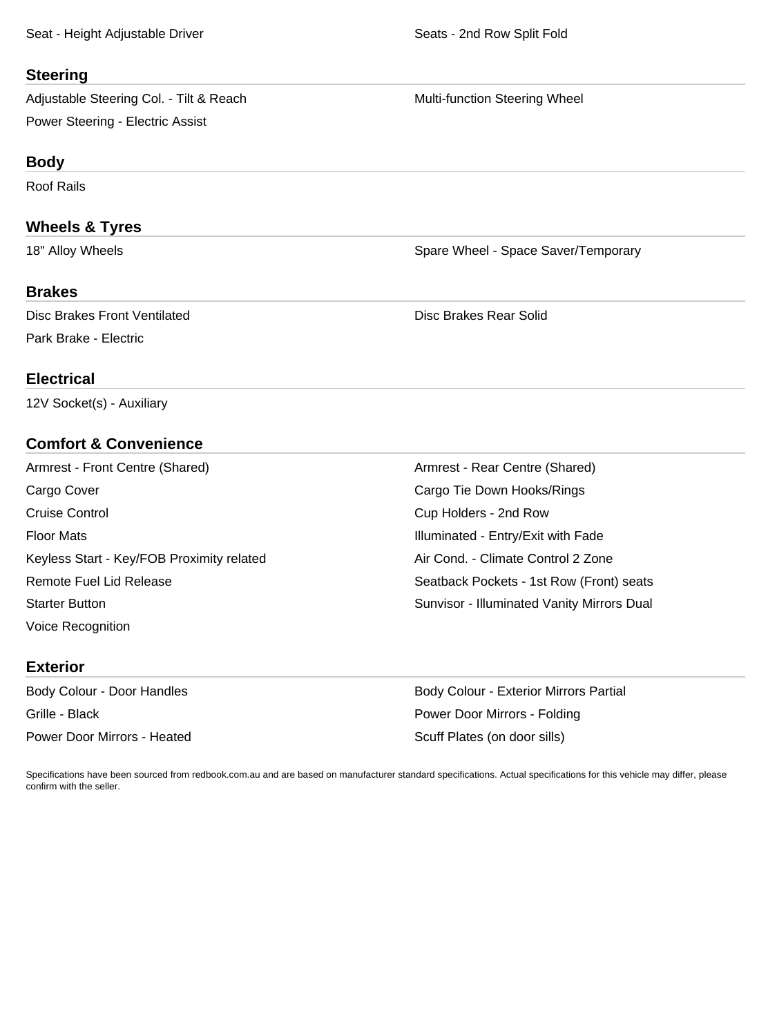Seat - Height Adjustable Driver

Seats - 2nd Row Split Fold

## Steering

Adjustable Steering Col. - Tilt & Reach

Multi-function Steering Wheel

Power Steering - Electric Assist

## Body

Roof Rails

## Wheels & Tyres

18" Alloy Wheels

Spare Wheel - Space Saver/Temporary

## Brakes

Disc Brakes Front Ventilated

Disc Brakes Rear Solid

Park Brake - Electric

## Electrical

12V Socket(s) - Auxiliary

## Comfort & Convenience

Armrest - Front Centre (Shared)

Armrest - Rear Centre (Shared)

Cargo Cover

Cargo Tie Down Hooks/Rings

Cruise Control

Cup Holders - 2nd Row

Floor Mats

Illuminated - Entry/Exit with Fade

Keyless Start - Key/FOB Proximity related

Air Cond. - Climate Control 2 Zone

Remote Fuel Lid Release

Seatback Pockets - 1st Row (Front) seats

Starter Button

Sunvisor - Illuminated Vanity Mirrors Dual

Voice Recognition

## Exterior

Body Colour - Door Handles

Body Colour - Exterior Mirrors Partial

Grille - Black

Power Door Mirrors - Folding

Power Door Mirrors - Heated

Scuff Plates (on door sills)

Specifications have been sourced from redbook.com.au and are based on manufacturer standard specifications. Actual specifications for this vehicle may differ, please confirm with the seller.